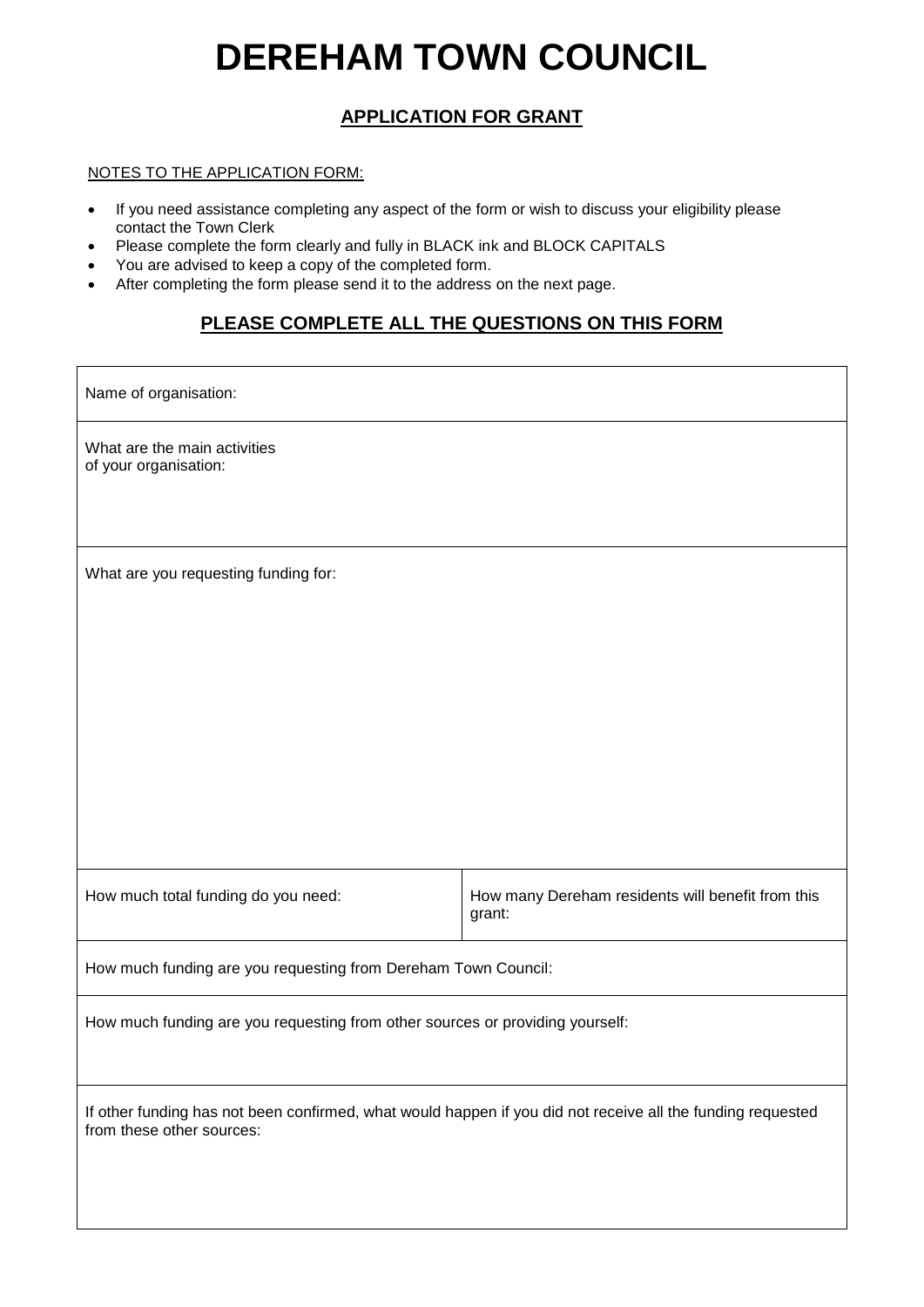# DEREHAM TOWN COUNCIL

## APPLICATION FOR GRANT

NOTES TO THE APPLICATION FORM:

- If you need assistance completing any aspect of the form or wish to discuss your eligibility please contact the Town Clerk
- Please complete the form clearly and fully in BLACK ink and BLOCK CAPITALS
- You are advised to keep a copy of the completed form.
- After completing the form please send it to the address on the next page.

### PLEASE COMPLETE ALL THE QUESTIONS ON THIS FORM

| Name of organisation: | |
|---|---|
| What are the main activities of your organisation: | |
| What are you requesting funding for: | |
| How much total funding do you need: | How many Dereham residents will benefit from this grant: |
| How much funding are you requesting from Dereham Town Council: | |
| How much funding are you requesting from other sources or providing yourself: | |
| If other funding has not been confirmed, what would happen if you did not receive all the funding requested from these other sources: | |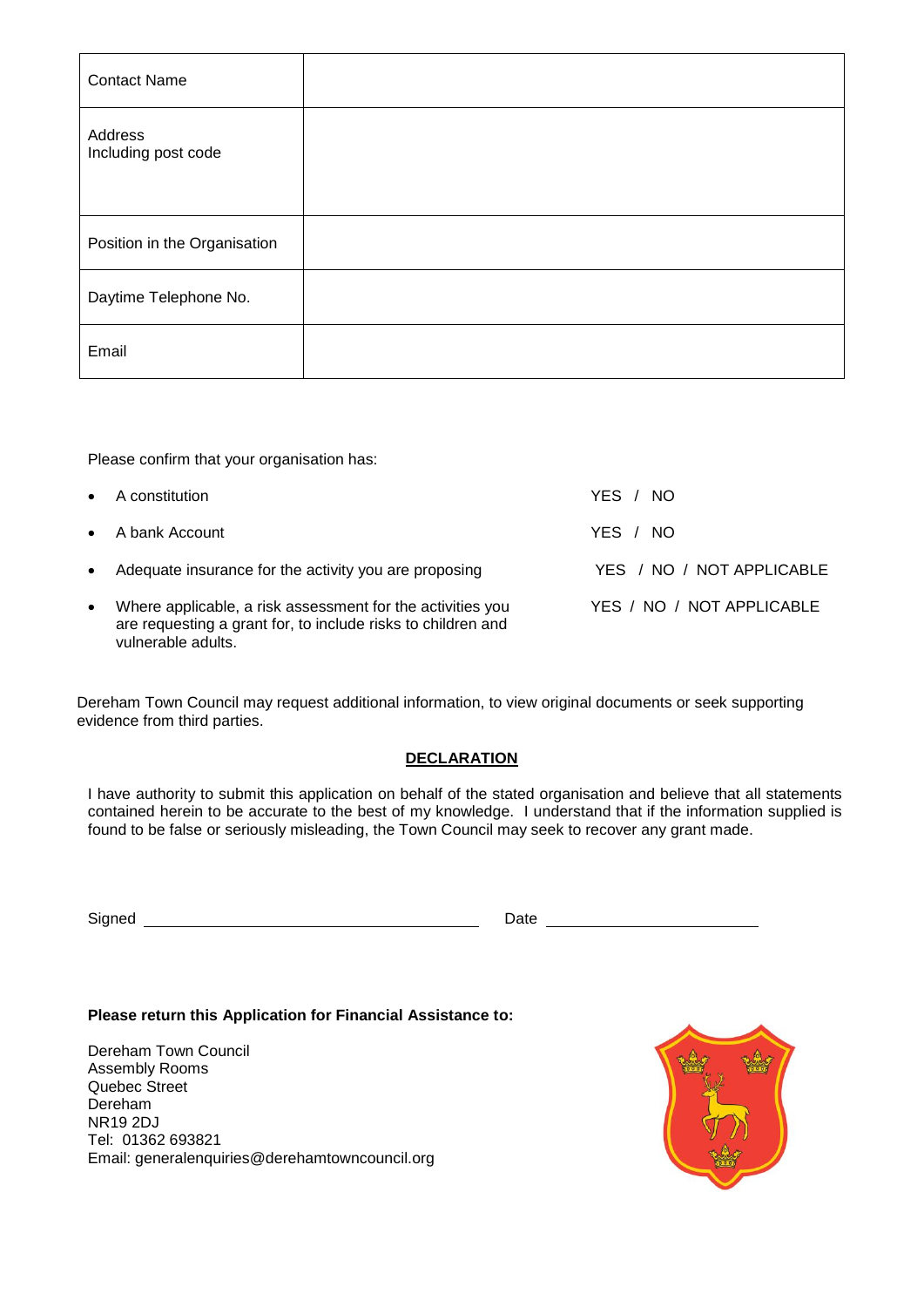| | |
|---|---|
| Contact Name | |
| Address<br>Including post code | |
| Position in the Organisation | |
| Daytime Telephone No. | |
| Email | |

Please confirm that your organisation has:

- A constitution — YES / NO
- A bank Account — YES / NO
- Adequate insurance for the activity you are proposing — YES / NO / NOT APPLICABLE
- Where applicable, a risk assessment for the activities you are requesting a grant for, to include risks to children and vulnerable adults. — YES / NO / NOT APPLICABLE

Dereham Town Council may request additional information, to view original documents or seek supporting evidence from third parties.

## DECLARATION

I have authority to submit this application on behalf of the stated organisation and believe that all statements contained herein to be accurate to the best of my knowledge. I understand that if the information supplied is found to be false or seriously misleading, the Town Council may seek to recover any grant made.

Signed ______________________________ Date ____________________

**Please return this Application for Financial Assistance to:**

Dereham Town Council
Assembly Rooms
Quebec Street
Dereham
NR19 2DJ
Tel: 01362 693821
Email: generalenquiries@derehamtowncouncil.org